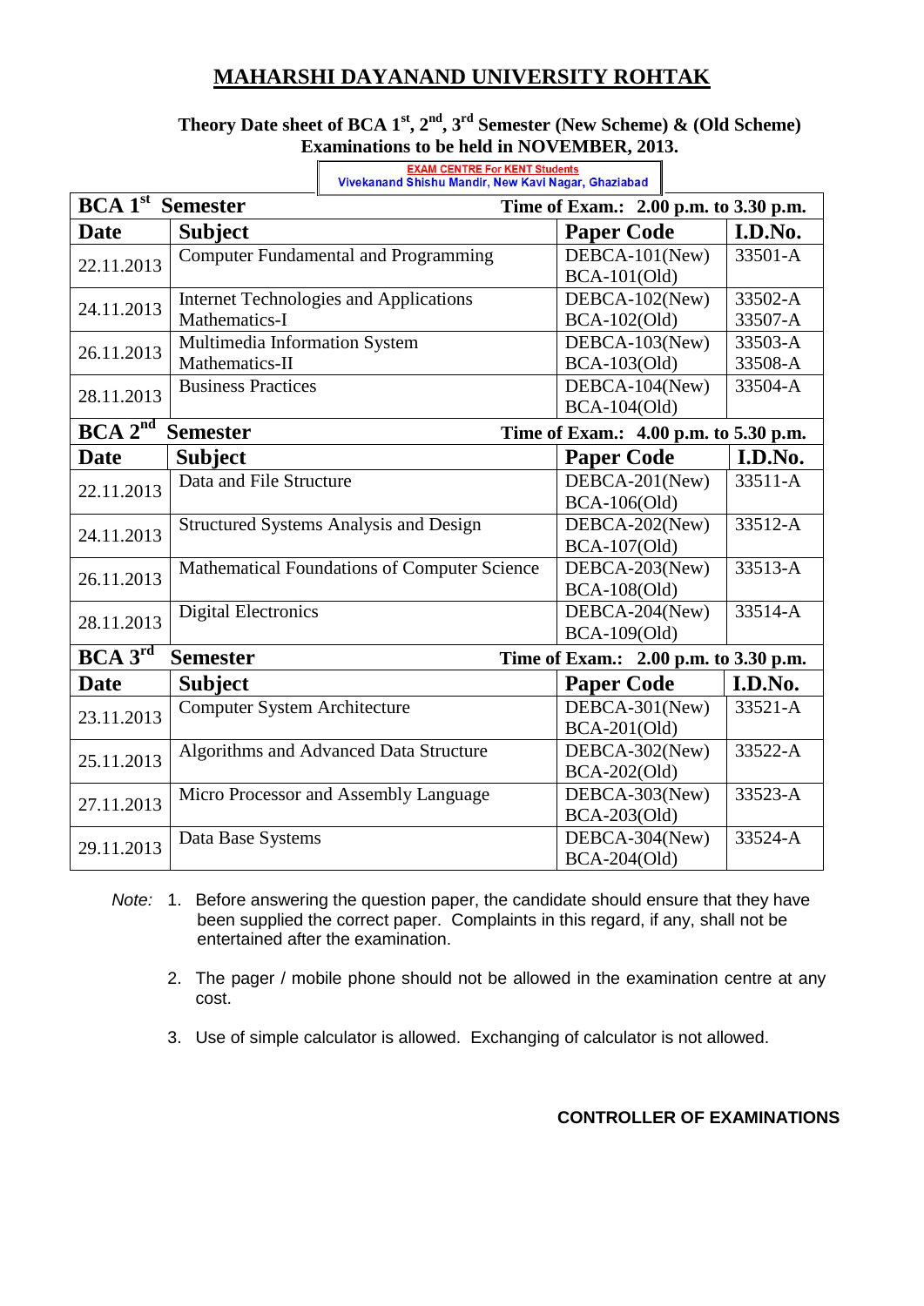# MAHARSHI DAYANAND UNIVERSITY ROHTAK

**Theory Date sheet of BCA 1st, 2nd, 3rd Semester (New Scheme) & (Old Scheme) Examinations to be held in NOVEMBER, 2013.**

**EXAM CENTRE For KENT Students**
**Vivekanand Shishu Mandir, New Kavi Nagar, Ghaziabad**

| **BCA 1st Semester** | | **Time of Exam.: 2.00 p.m. to 3.30 p.m.** | |
|---|---|---|---|
| **Date** | **Subject** | **Paper Code** | **I.D.No.** |
| 22.11.2013 | Computer Fundamental and Programming | DEBCA-101(New)<br>BCA-101(Old) | 33501-A |
| 24.11.2013 | Internet Technologies and Applications<br>Mathematics-I | DEBCA-102(New)<br>BCA-102(Old) | 33502-A<br>33507-A |
| 26.11.2013 | Multimedia Information System<br>Mathematics-II | DEBCA-103(New)<br>BCA-103(Old) | 33503-A<br>33508-A |
| 28.11.2013 | Business Practices | DEBCA-104(New)<br>BCA-104(Old) | 33504-A |
| **BCA 2nd Semester** | | **Time of Exam.: 4.00 p.m. to 5.30 p.m.** | |
| **Date** | **Subject** | **Paper Code** | **I.D.No.** |
| 22.11.2013 | Data and File Structure | DEBCA-201(New)<br>BCA-106(Old) | 33511-A |
| 24.11.2013 | Structured Systems Analysis and Design | DEBCA-202(New)<br>BCA-107(Old) | 33512-A |
| 26.11.2013 | Mathematical Foundations of Computer Science | DEBCA-203(New)<br>BCA-108(Old) | 33513-A |
| 28.11.2013 | Digital Electronics | DEBCA-204(New)<br>BCA-109(Old) | 33514-A |
| **BCA 3rd Semester** | | **Time of Exam.: 2.00 p.m. to 3.30 p.m.** | |
| **Date** | **Subject** | **Paper Code** | **I.D.No.** |
| 23.11.2013 | Computer System Architecture | DEBCA-301(New)<br>BCA-201(Old) | 33521-A |
| 25.11.2013 | Algorithms and Advanced Data Structure | DEBCA-302(New)<br>BCA-202(Old) | 33522-A |
| 27.11.2013 | Micro Processor and Assembly Language | DEBCA-303(New)<br>BCA-203(Old) | 33523-A |
| 29.11.2013 | Data Base Systems | DEBCA-304(New)<br>BCA-204(Old) | 33524-A |

*Note:*

1. Before answering the question paper, the candidate should ensure that they have been supplied the correct paper. Complaints in this regard, if any, shall not be entertained after the examination.
2. The pager / mobile phone should not be allowed in the examination centre at any cost.
3. Use of simple calculator is allowed. Exchanging of calculator is not allowed.

**CONTROLLER OF EXAMINATIONS**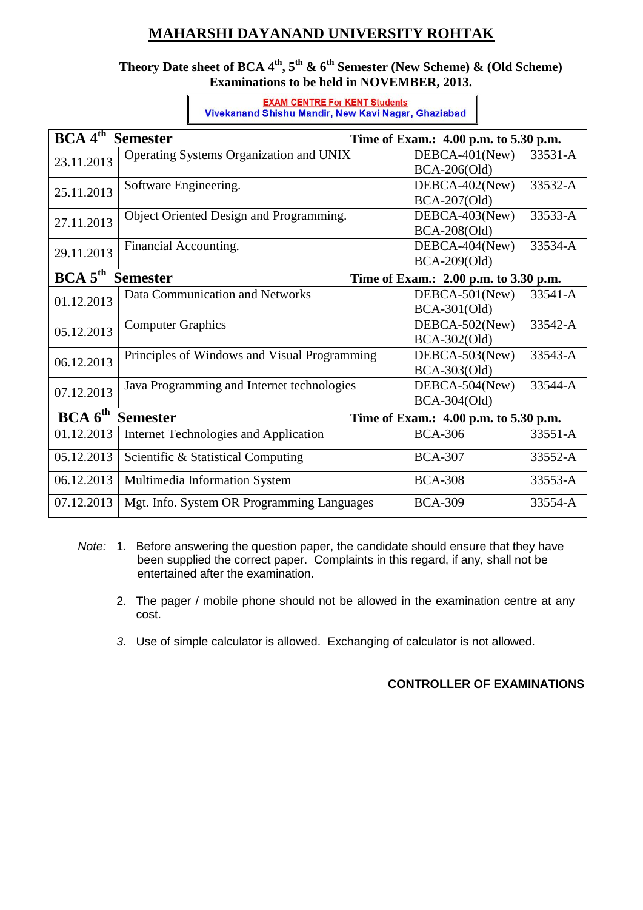# MAHARSHI DAYANAND UNIVERSITY ROHTAK

**Theory Date sheet of BCA 4th, 5th & 6th Semester (New Scheme) & (Old Scheme)**
**Examinations to be held in NOVEMBER, 2013.**

**EXAM CENTRE For KENT Students**
**Vivekanand Shishu Mandir, New Kavi Nagar, Ghaziabad**

| | | | |
|---|---|---|---|
| **BCA 4th Semester** | **Time of Exam.: 4.00 p.m. to 5.30 p.m.** | | |
| 23.11.2013 | Operating Systems Organization and UNIX | DEBCA-401(New) BCA-206(Old) | 33531-A |
| 25.11.2013 | Software Engineering. | DEBCA-402(New) BCA-207(Old) | 33532-A |
| 27.11.2013 | Object Oriented Design and Programming. | DEBCA-403(New) BCA-208(Old) | 33533-A |
| 29.11.2013 | Financial Accounting. | DEBCA-404(New) BCA-209(Old) | 33534-A |
| **BCA 5th Semester** | **Time of Exam.: 2.00 p.m. to 3.30 p.m.** | | |
| 01.12.2013 | Data Communication and Networks | DEBCA-501(New) BCA-301(Old) | 33541-A |
| 05.12.2013 | Computer Graphics | DEBCA-502(New) BCA-302(Old) | 33542-A |
| 06.12.2013 | Principles of Windows and Visual Programming | DEBCA-503(New) BCA-303(Old) | 33543-A |
| 07.12.2013 | Java Programming and Internet technologies | DEBCA-504(New) BCA-304(Old) | 33544-A |
| **BCA 6th Semester** | **Time of Exam.: 4.00 p.m. to 5.30 p.m.** | | |
| 01.12.2013 | Internet Technologies and Application | BCA-306 | 33551-A |
| 05.12.2013 | Scientific & Statistical Computing | BCA-307 | 33552-A |
| 06.12.2013 | Multimedia Information System | BCA-308 | 33553-A |
| 07.12.2013 | Mgt. Info. System OR Programming Languages | BCA-309 | 33554-A |

*Note:*

1. Before answering the question paper, the candidate should ensure that they have been supplied the correct paper. Complaints in this regard, if any, shall not be entertained after the examination.
2. The pager / mobile phone should not be allowed in the examination centre at any cost.
3. Use of simple calculator is allowed. Exchanging of calculator is not allowed.

**CONTROLLER OF EXAMINATIONS**